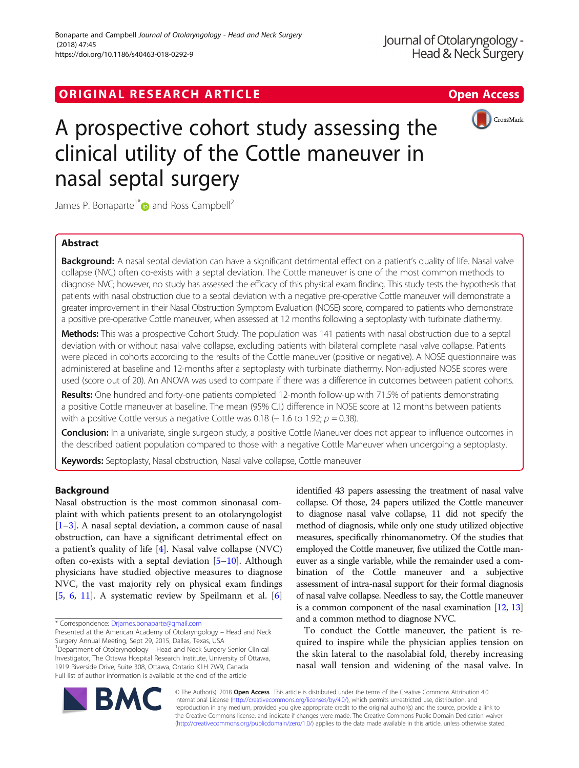ORIGINAL RESEARCH ARTICLE

Open Access

# A prospective cohort study assessing the clinical utility of the Cottle maneuver in nasal septal surgery

James P. Bonaparte[1*] and Ross Campbell[2]

## Abstract

**Background:** A nasal septal deviation can have a significant detrimental effect on a patient's quality of life. Nasal valve collapse (NVC) often co-exists with a septal deviation. The Cottle maneuver is one of the most common methods to diagnose NVC; however, no study has assessed the efficacy of this physical exam finding. This study tests the hypothesis that patients with nasal obstruction due to a septal deviation with a negative pre-operative Cottle maneuver will demonstrate a greater improvement in their Nasal Obstruction Symptom Evaluation (NOSE) score, compared to patients who demonstrate a positive pre-operative Cottle maneuver, when assessed at 12 months following a septoplasty with turbinate diathermy.

**Methods:** This was a prospective Cohort Study. The population was 141 patients with nasal obstruction due to a septal deviation with or without nasal valve collapse, excluding patients with bilateral complete nasal valve collapse. Patients were placed in cohorts according to the results of the Cottle maneuver (positive or negative). A NOSE questionnaire was administered at baseline and 12-months after a septoplasty with turbinate diathermy. Non-adjusted NOSE scores were used (score out of 20). An ANOVA was used to compare if there was a difference in outcomes between patient cohorts.

**Results:** One hundred and forty-one patients completed 12-month follow-up with 71.5% of patients demonstrating a positive Cottle maneuver at baseline. The mean (95% C.I.) difference in NOSE score at 12 months between patients with a positive Cottle versus a negative Cottle was 0.18 (− 1.6 to 1.92; $p = 0.38$).

**Conclusion:** In a univariate, single surgeon study, a positive Cottle Maneuver does not appear to influence outcomes in the described patient population compared to those with a negative Cottle Maneuver when undergoing a septoplasty.

**Keywords:** Septoplasty, Nasal obstruction, Nasal valve collapse, Cottle maneuver

## Background

Nasal obstruction is the most common sinonasal complaint with which patients present to an otolaryngologist [1–3]. A nasal septal deviation, a common cause of nasal obstruction, can have a significant detrimental effect on a patient's quality of life [4]. Nasal valve collapse (NVC) often co-exists with a septal deviation [5–10]. Although physicians have studied objective measures to diagnose NVC, the vast majority rely on physical exam findings [5, 6, 11]. A systematic review by Speilmann et al. [6] identified 43 papers assessing the treatment of nasal valve collapse. Of those, 24 papers utilized the Cottle maneuver to diagnose nasal valve collapse, 11 did not specify the method of diagnosis, while only one study utilized objective measures, specifically rhinomanometry. Of the studies that employed the Cottle maneuver, five utilized the Cottle maneuver as a single variable, while the remainder used a combination of the Cottle maneuver and a subjective assessment of intra-nasal support for their formal diagnosis of nasal valve collapse. Needless to say, the Cottle maneuver is a common component of the nasal examination [12, 13] and a common method to diagnose NVC.

To conduct the Cottle maneuver, the patient is required to inspire while the physician applies tension on the skin lateral to the nasolabial fold, thereby increasing nasal wall tension and widening of the nasal valve. In

* Correspondence: Drjames.bonaparte@gmail.com

Presented at the American Academy of Otolaryngology – Head and Neck Surgery Annual Meeting, Sept 29, 2015, Dallas, Texas, USA

[1]Department of Otolaryngology – Head and Neck Surgery Senior Clinical Investigator, The Ottawa Hospital Research Institute, University of Ottawa, 1919 Riverside Drive, Suite 308, Ottawa, Ontario K1H 7W9, Canada

Full list of author information is available at the end of the article

© The Author(s). 2018 **Open Access** This article is distributed under the terms of the Creative Commons Attribution 4.0 International License (http://creativecommons.org/licenses/by/4.0/), which permits unrestricted use, distribution, and reproduction in any medium, provided you give appropriate credit to the original author(s) and the source, provide a link to the Creative Commons license, and indicate if changes were made. The Creative Commons Public Domain Dedication waiver (http://creativecommons.org/publicdomain/zero/1.0/) applies to the data made available in this article, unless otherwise stated.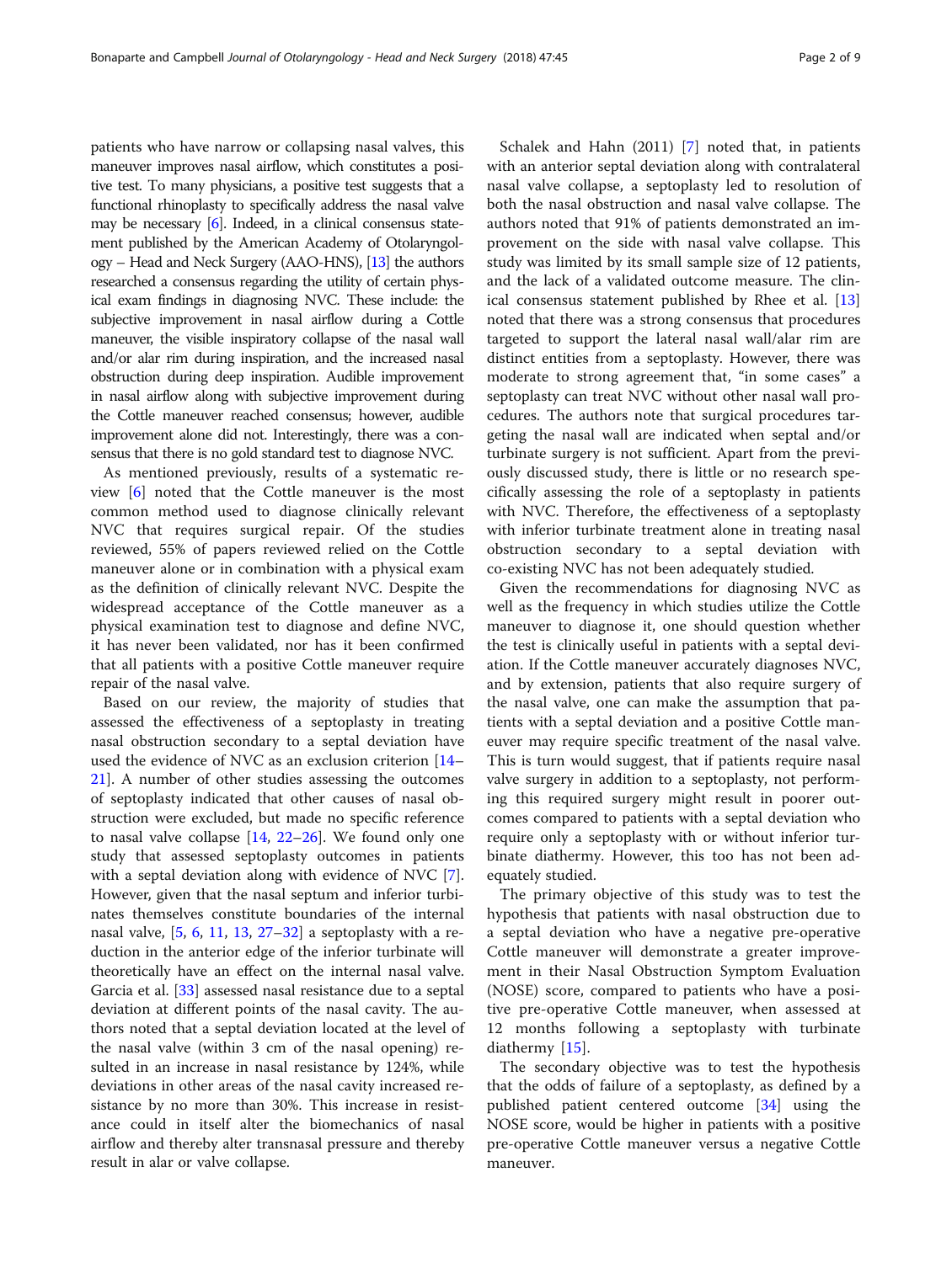patients who have narrow or collapsing nasal valves, this maneuver improves nasal airflow, which constitutes a positive test. To many physicians, a positive test suggests that a functional rhinoplasty to specifically address the nasal valve may be necessary [6]. Indeed, in a clinical consensus statement published by the American Academy of Otolaryngology – Head and Neck Surgery (AAO-HNS), [13] the authors researched a consensus regarding the utility of certain physical exam findings in diagnosing NVC. These include: the subjective improvement in nasal airflow during a Cottle maneuver, the visible inspiratory collapse of the nasal wall and/or alar rim during inspiration, and the increased nasal obstruction during deep inspiration. Audible improvement in nasal airflow along with subjective improvement during the Cottle maneuver reached consensus; however, audible improvement alone did not. Interestingly, there was a consensus that there is no gold standard test to diagnose NVC.

As mentioned previously, results of a systematic review [6] noted that the Cottle maneuver is the most common method used to diagnose clinically relevant NVC that requires surgical repair. Of the studies reviewed, 55% of papers reviewed relied on the Cottle maneuver alone or in combination with a physical exam as the definition of clinically relevant NVC. Despite the widespread acceptance of the Cottle maneuver as a physical examination test to diagnose and define NVC, it has never been validated, nor has it been confirmed that all patients with a positive Cottle maneuver require repair of the nasal valve.

Based on our review, the majority of studies that assessed the effectiveness of a septoplasty in treating nasal obstruction secondary to a septal deviation have used the evidence of NVC as an exclusion criterion [14–21]. A number of other studies assessing the outcomes of septoplasty indicated that other causes of nasal obstruction were excluded, but made no specific reference to nasal valve collapse [14, 22–26]. We found only one study that assessed septoplasty outcomes in patients with a septal deviation along with evidence of NVC [7]. However, given that the nasal septum and inferior turbinates themselves constitute boundaries of the internal nasal valve, [5, 6, 11, 13, 27–32] a septoplasty with a reduction in the anterior edge of the inferior turbinate will theoretically have an effect on the internal nasal valve. Garcia et al. [33] assessed nasal resistance due to a septal deviation at different points of the nasal cavity. The authors noted that a septal deviation located at the level of the nasal valve (within 3 cm of the nasal opening) resulted in an increase in nasal resistance by 124%, while deviations in other areas of the nasal cavity increased resistance by no more than 30%. This increase in resistance could in itself alter the biomechanics of nasal airflow and thereby alter transnasal pressure and thereby result in alar or valve collapse.

Schalek and Hahn (2011) [7] noted that, in patients with an anterior septal deviation along with contralateral nasal valve collapse, a septoplasty led to resolution of both the nasal obstruction and nasal valve collapse. The authors noted that 91% of patients demonstrated an improvement on the side with nasal valve collapse. This study was limited by its small sample size of 12 patients, and the lack of a validated outcome measure. The clinical consensus statement published by Rhee et al. [13] noted that there was a strong consensus that procedures targeted to support the lateral nasal wall/alar rim are distinct entities from a septoplasty. However, there was moderate to strong agreement that, "in some cases" a septoplasty can treat NVC without other nasal wall procedures. The authors note that surgical procedures targeting the nasal wall are indicated when septal and/or turbinate surgery is not sufficient. Apart from the previously discussed study, there is little or no research specifically assessing the role of a septoplasty in patients with NVC. Therefore, the effectiveness of a septoplasty with inferior turbinate treatment alone in treating nasal obstruction secondary to a septal deviation with co-existing NVC has not been adequately studied.

Given the recommendations for diagnosing NVC as well as the frequency in which studies utilize the Cottle maneuver to diagnose it, one should question whether the test is clinically useful in patients with a septal deviation. If the Cottle maneuver accurately diagnoses NVC, and by extension, patients that also require surgery of the nasal valve, one can make the assumption that patients with a septal deviation and a positive Cottle maneuver may require specific treatment of the nasal valve. This is turn would suggest, that if patients require nasal valve surgery in addition to a septoplasty, not performing this required surgery might result in poorer outcomes compared to patients with a septal deviation who require only a septoplasty with or without inferior turbinate diathermy. However, this too has not been adequately studied.

The primary objective of this study was to test the hypothesis that patients with nasal obstruction due to a septal deviation who have a negative pre-operative Cottle maneuver will demonstrate a greater improvement in their Nasal Obstruction Symptom Evaluation (NOSE) score, compared to patients who have a positive pre-operative Cottle maneuver, when assessed at 12 months following a septoplasty with turbinate diathermy [15].

The secondary objective was to test the hypothesis that the odds of failure of a septoplasty, as defined by a published patient centered outcome [34] using the NOSE score, would be higher in patients with a positive pre-operative Cottle maneuver versus a negative Cottle maneuver.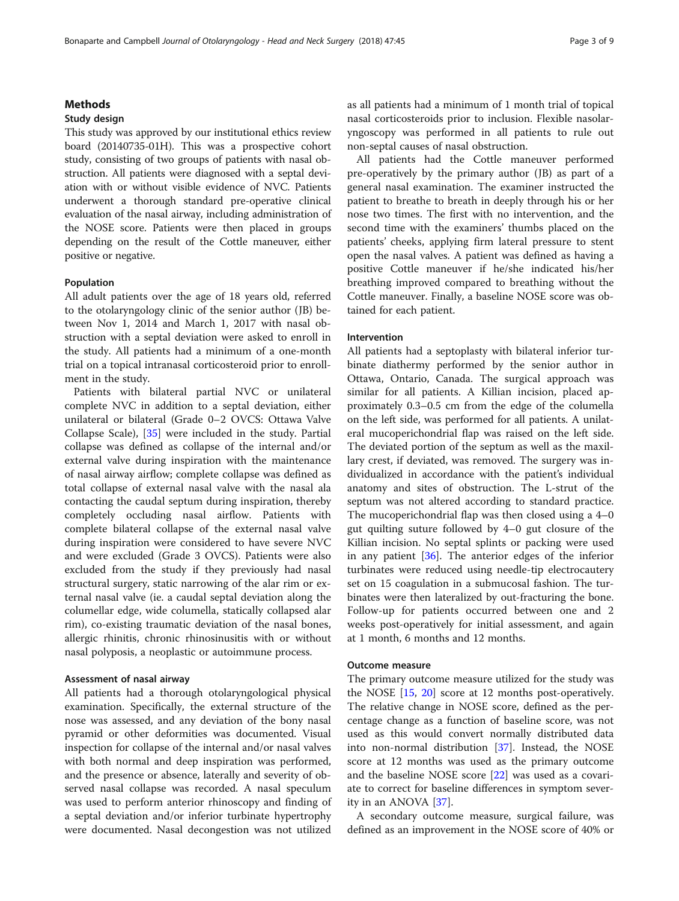## Methods

### Study design

This study was approved by our institutional ethics review board (20140735-01H). This was a prospective cohort study, consisting of two groups of patients with nasal obstruction. All patients were diagnosed with a septal deviation with or without visible evidence of NVC. Patients underwent a thorough standard pre-operative clinical evaluation of the nasal airway, including administration of the NOSE score. Patients were then placed in groups depending on the result of the Cottle maneuver, either positive or negative.

### Population

All adult patients over the age of 18 years old, referred to the otolaryngology clinic of the senior author (JB) between Nov 1, 2014 and March 1, 2017 with nasal obstruction with a septal deviation were asked to enroll in the study. All patients had a minimum of a one-month trial on a topical intranasal corticosteroid prior to enrollment in the study.

Patients with bilateral partial NVC or unilateral complete NVC in addition to a septal deviation, either unilateral or bilateral (Grade 0–2 OVCS: Ottawa Valve Collapse Scale), [35] were included in the study. Partial collapse was defined as collapse of the internal and/or external valve during inspiration with the maintenance of nasal airway airflow; complete collapse was defined as total collapse of external nasal valve with the nasal ala contacting the caudal septum during inspiration, thereby completely occluding nasal airflow. Patients with complete bilateral collapse of the external nasal valve during inspiration were considered to have severe NVC and were excluded (Grade 3 OVCS). Patients were also excluded from the study if they previously had nasal structural surgery, static narrowing of the alar rim or external nasal valve (ie. a caudal septal deviation along the columellar edge, wide columella, statically collapsed alar rim), co-existing traumatic deviation of the nasal bones, allergic rhinitis, chronic rhinosinusitis with or without nasal polyposis, a neoplastic or autoimmune process.

### Assessment of nasal airway

All patients had a thorough otolaryngological physical examination. Specifically, the external structure of the nose was assessed, and any deviation of the bony nasal pyramid or other deformities was documented. Visual inspection for collapse of the internal and/or nasal valves with both normal and deep inspiration was performed, and the presence or absence, laterally and severity of observed nasal collapse was recorded. A nasal speculum was used to perform anterior rhinoscopy and finding of a septal deviation and/or inferior turbinate hypertrophy were documented. Nasal decongestion was not utilized as all patients had a minimum of 1 month trial of topical nasal corticosteroids prior to inclusion. Flexible nasolaryngoscopy was performed in all patients to rule out non-septal causes of nasal obstruction.

All patients had the Cottle maneuver performed pre-operatively by the primary author (JB) as part of a general nasal examination. The examiner instructed the patient to breathe to breath in deeply through his or her nose two times. The first with no intervention, and the second time with the examiners' thumbs placed on the patients' cheeks, applying firm lateral pressure to stent open the nasal valves. A patient was defined as having a positive Cottle maneuver if he/she indicated his/her breathing improved compared to breathing without the Cottle maneuver. Finally, a baseline NOSE score was obtained for each patient.

### Intervention

All patients had a septoplasty with bilateral inferior turbinate diathermy performed by the senior author in Ottawa, Ontario, Canada. The surgical approach was similar for all patients. A Killian incision, placed approximately 0.3–0.5 cm from the edge of the columella on the left side, was performed for all patients. A unilateral mucoperichondrial flap was raised on the left side. The deviated portion of the septum as well as the maxillary crest, if deviated, was removed. The surgery was individualized in accordance with the patient's individual anatomy and sites of obstruction. The L-strut of the septum was not altered according to standard practice. The mucoperichondrial flap was then closed using a 4–0 gut quilting suture followed by 4–0 gut closure of the Killian incision. No septal splints or packing were used in any patient [36]. The anterior edges of the inferior turbinates were reduced using needle-tip electrocautery set on 15 coagulation in a submucosal fashion. The turbinates were then lateralized by out-fracturing the bone. Follow-up for patients occurred between one and 2 weeks post-operatively for initial assessment, and again at 1 month, 6 months and 12 months.

### Outcome measure

The primary outcome measure utilized for the study was the NOSE [15, 20] score at 12 months post-operatively. The relative change in NOSE score, defined as the percentage change as a function of baseline score, was not used as this would convert normally distributed data into non-normal distribution [37]. Instead, the NOSE score at 12 months was used as the primary outcome and the baseline NOSE score [22] was used as a covariate to correct for baseline differences in symptom severity in an ANOVA [37].

A secondary outcome measure, surgical failure, was defined as an improvement in the NOSE score of 40% or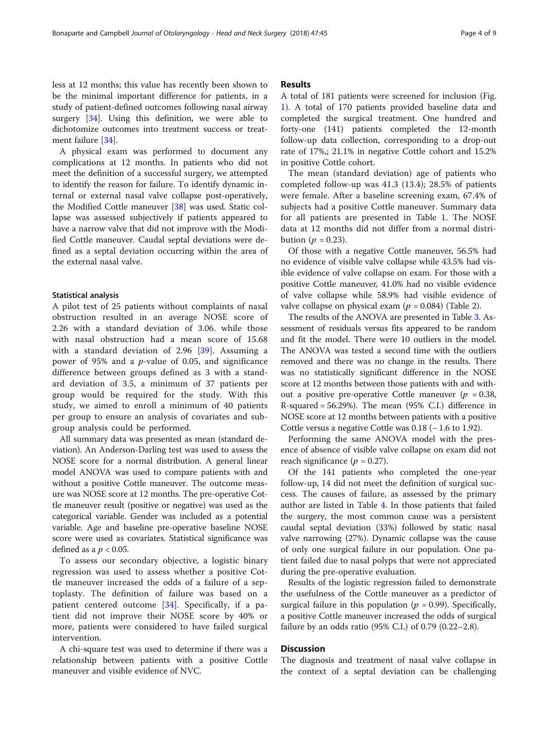less at 12 months; this value has recently been shown to be the minimal important difference for patients, in a study of patient-defined outcomes following nasal airway surgery [34]. Using this definition, we were able to dichotomize outcomes into treatment success or treatment failure [34].

A physical exam was performed to document any complications at 12 months. In patients who did not meet the definition of a successful surgery, we attempted to identify the reason for failure. To identify dynamic internal or external nasal valve collapse post-operatively, the Modified Cottle maneuver [38] was used. Static collapse was assessed subjectively if patients appeared to have a narrow valve that did not improve with the Modified Cottle maneuver. Caudal septal deviations were defined as a septal deviation occurring within the area of the external nasal valve.

### Statistical analysis

A pilot test of 25 patients without complaints of nasal obstruction resulted in an average NOSE score of 2.26 with a standard deviation of 3.06. while those with nasal obstruction had a mean score of 15.68 with a standard deviation of 2.96 [39]. Assuming a power of 95% and a *p*-value of 0.05, and significance difference between groups defined as 3 with a standard deviation of 3.5, a minimum of 37 patients per group would be required for the study. With this study, we aimed to enroll a minimum of 40 patients per group to ensure an analysis of covariates and subgroup analysis could be performed.

All summary data was presented as mean (standard deviation). An Anderson-Darling test was used to assess the NOSE score for a normal distribution. A general linear model ANOVA was used to compare patients with and without a positive Cottle maneuver. The outcome measure was NOSE score at 12 months. The pre-operative Cottle maneuver result (positive or negative) was used as the categorical variable. Gender was included as a potential variable. Age and baseline pre-operative baseline NOSE score were used as covariates. Statistical significance was defined as a $p < 0.05$.

To assess our secondary objective, a logistic binary regression was used to assess whether a positive Cottle maneuver increased the odds of a failure of a septoplasty. The definition of failure was based on a patient centered outcome [34]. Specifically, if a patient did not improve their NOSE score by 40% or more, patients were considered to have failed surgical intervention.

A chi-square test was used to determine if there was a relationship between patients with a positive Cottle maneuver and visible evidence of NVC.

## Results

A total of 181 patients were screened for inclusion (Fig. 1). A total of 170 patients provided baseline data and completed the surgical treatment. One hundred and forty-one (141) patients completed the 12-month follow-up data collection, corresponding to a drop-out rate of 17%,; 21.1% in negative Cottle cohort and 15.2% in positive Cottle cohort.

The mean (standard deviation) age of patients who completed follow-up was 41.3 (13.4); 28.5% of patients were female. After a baseline screening exam, 67.4% of subjects had a positive Cottle maneuver. Summary data for all patients are presented in Table 1. The NOSE data at 12 months did not differ from a normal distribution ($p = 0.23$).

Of those with a negative Cottle maneuver, 56.5% had no evidence of visible valve collapse while 43.5% had visible evidence of valve collapse on exam. For those with a positive Cottle maneuver, 41.0% had no visible evidence of valve collapse while 58.9% had visible evidence of valve collapse on physical exam ($p = 0.084$) (Table 2).

The results of the ANOVA are presented in Table 3. Assessment of residuals versus fits appeared to be random and fit the model. There were 10 outliers in the model. The ANOVA was tested a second time with the outliers removed and there was no change in the results. There was no statistically significant difference in the NOSE score at 12 months between those patients with and without a positive pre-operative Cottle maneuver ($p = 0.38$, R-squared = 56.29%). The mean (95% C.I.) difference in NOSE score at 12 months between patients with a positive Cottle versus a negative Cottle was 0.18 (− 1.6 to 1.92).

Performing the same ANOVA model with the presence of absence of visible valve collapse on exam did not reach significance ($p = 0.27$).

Of the 141 patients who completed the one-year follow-up, 14 did not meet the definition of surgical success. The causes of failure, as assessed by the primary author are listed in Table 4. In those patients that failed the surgery, the most common cause was a persistent caudal septal deviation (33%) followed by static nasal valve narrowing (27%). Dynamic collapse was the cause of only one surgical failure in our population. One patient failed due to nasal polyps that were not appreciated during the pre-operative evaluation.

Results of the logistic regression failed to demonstrate the usefulness of the Cottle maneuver as a predictor of surgical failure in this population ($p = 0.99$). Specifically, a positive Cottle maneuver increased the odds of surgical failure by an odds ratio (95% C.I.) of 0.79 (0.22–2.8).

## Discussion

The diagnosis and treatment of nasal valve collapse in the context of a septal deviation can be challenging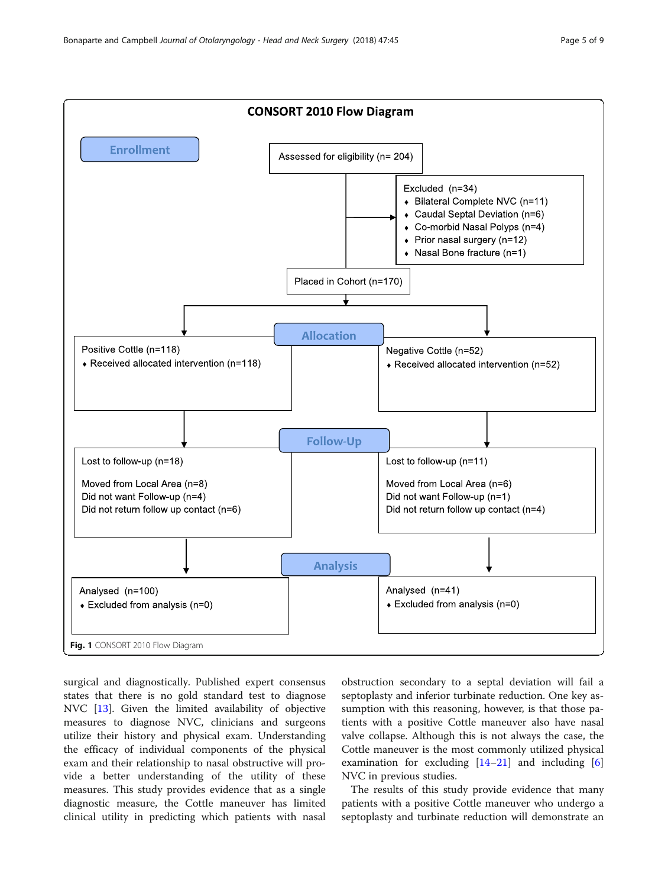**CONSORT 2010 Flow Diagram**

**Enrollment**

Assessed for eligibility (n= 204)

Excluded (n=34)
- Bilateral Complete NVC (n=11)
- Caudal Septal Deviation (n=6)
- Co-morbid Nasal Polyps (n=4)
- Prior nasal surgery (n=12)
- Nasal Bone fracture (n=1)

Placed in Cohort (n=170)

**Allocation**

Positive Cottle (n=118)
- Received allocated intervention (n=118)

Negative Cottle (n=52)
- Received allocated intervention (n=52)

**Follow-Up**

Lost to follow-up (n=18)

Moved from Local Area (n=8)
Did not want Follow-up (n=4)
Did not return follow up contact (n=6)

Lost to follow-up (n=11)

Moved from Local Area (n=6)
Did not want Follow-up (n=1)
Did not return follow up contact (n=4)

**Analysis**

Analysed (n=100)
- Excluded from analysis (n=0)

Analysed (n=41)
- Excluded from analysis (n=0)

**Fig. 1** CONSORT 2010 Flow Diagram

surgical and diagnostically. Published expert consensus states that there is no gold standard test to diagnose NVC [13]. Given the limited availability of objective measures to diagnose NVC, clinicians and surgeons utilize their history and physical exam. Understanding the efficacy of individual components of the physical exam and their relationship to nasal obstructive will provide a better understanding of the utility of these measures. This study provides evidence that as a single diagnostic measure, the Cottle maneuver has limited clinical utility in predicting which patients with nasal obstruction secondary to a septal deviation will fail a septoplasty and inferior turbinate reduction. One key assumption with this reasoning, however, is that those patients with a positive Cottle maneuver also have nasal valve collapse. Although this is not always the case, the Cottle maneuver is the most commonly utilized physical examination for excluding [14–21] and including [6] NVC in previous studies.

The results of this study provide evidence that many patients with a positive Cottle maneuver who undergo a septoplasty and turbinate reduction will demonstrate an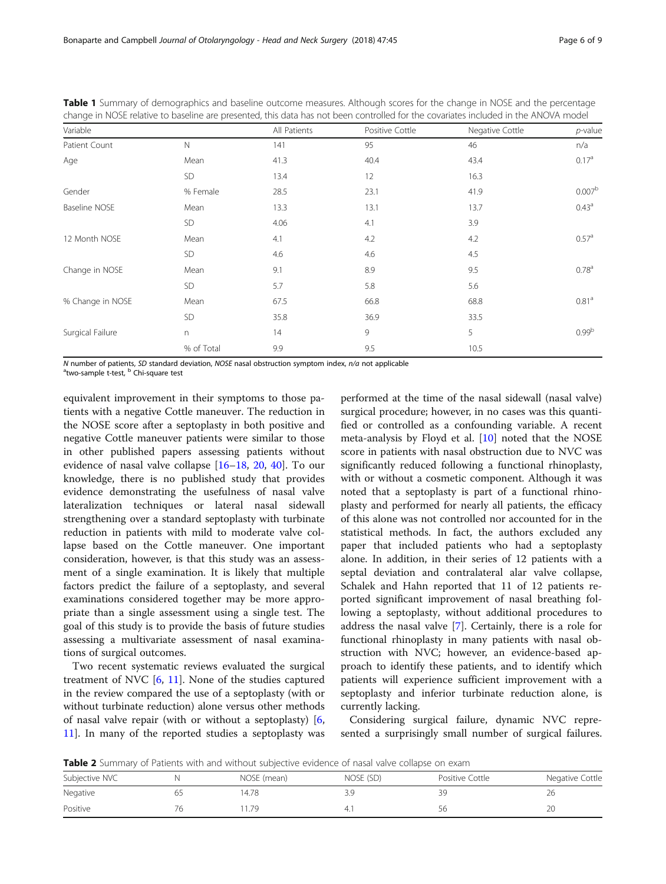**Table 1** Summary of demographics and baseline outcome measures. Although scores for the change in NOSE and the percentage change in NOSE relative to baseline are presented, this data has not been controlled for the covariates included in the ANOVA model

| Variable | | All Patients | Positive Cottle | Negative Cottle | *p*-value |
|---|---|---|---|---|---|
| Patient Count | N | 141 | 95 | 46 | n/a |
| Age | Mean | 41.3 | 40.4 | 43.4 | 0.17[a] |
| | SD | 13.4 | 12 | 16.3 | |
| Gender | % Female | 28.5 | 23.1 | 41.9 | 0.007[b] |
| Baseline NOSE | Mean | 13.3 | 13.1 | 13.7 | 0.43[a] |
| | SD | 4.06 | 4.1 | 3.9 | |
| 12 Month NOSE | Mean | 4.1 | 4.2 | 4.2 | 0.57[a] |
| | SD | 4.6 | 4.6 | 4.5 | |
| Change in NOSE | Mean | 9.1 | 8.9 | 9.5 | 0.78[a] |
| | SD | 5.7 | 5.8 | 5.6 | |
| % Change in NOSE | Mean | 67.5 | 66.8 | 68.8 | 0.81[a] |
| | SD | 35.8 | 36.9 | 33.5 | |
| Surgical Failure | n | 14 | 9 | 5 | 0.99[b] |
| | % of Total | 9.9 | 9.5 | 10.5 | |

*N* number of patients, *SD* standard deviation, *NOSE* nasal obstruction symptom index, *n/a* not applicable
[a]two-sample t-test, [b] Chi-square test

equivalent improvement in their symptoms to those patients with a negative Cottle maneuver. The reduction in the NOSE score after a septoplasty in both positive and negative Cottle maneuver patients were similar to those in other published papers assessing patients without evidence of nasal valve collapse [16–18, 20, 40]. To our knowledge, there is no published study that provides evidence demonstrating the usefulness of nasal valve lateralization techniques or lateral nasal sidewall strengthening over a standard septoplasty with turbinate reduction in patients with mild to moderate valve collapse based on the Cottle maneuver. One important consideration, however, is that this study was an assessment of a single examination. It is likely that multiple factors predict the failure of a septoplasty, and several examinations considered together may be more appropriate than a single assessment using a single test. The goal of this study is to provide the basis of future studies assessing a multivariate assessment of nasal examinations of surgical outcomes.

Two recent systematic reviews evaluated the surgical treatment of NVC [6, 11]. None of the studies captured in the review compared the use of a septoplasty (with or without turbinate reduction) alone versus other methods of nasal valve repair (with or without a septoplasty) [6, 11]. In many of the reported studies a septoplasty was performed at the time of the nasal sidewall (nasal valve) surgical procedure; however, in no cases was this quantified or controlled as a confounding variable. A recent meta-analysis by Floyd et al. [10] noted that the NOSE score in patients with nasal obstruction due to NVC was significantly reduced following a functional rhinoplasty, with or without a cosmetic component. Although it was noted that a septoplasty is part of a functional rhinoplasty and performed for nearly all patients, the efficacy of this alone was not controlled nor accounted for in the statistical methods. In fact, the authors excluded any paper that included patients who had a septoplasty alone. In addition, in their series of 12 patients with a septal deviation and contralateral alar valve collapse, Schalek and Hahn reported that 11 of 12 patients reported significant improvement of nasal breathing following a septoplasty, without additional procedures to address the nasal valve [7]. Certainly, there is a role for functional rhinoplasty in many patients with nasal obstruction with NVC; however, an evidence-based approach to identify these patients, and to identify which patients will experience sufficient improvement with a septoplasty and inferior turbinate reduction alone, is currently lacking.

Considering surgical failure, dynamic NVC represented a surprisingly small number of surgical failures.

**Table 2** Summary of Patients with and without subjective evidence of nasal valve collapse on exam

| Subjective NVC | N | NOSE (mean) | NOSE (SD) | Positive Cottle | Negative Cottle |
|---|---|---|---|---|---|
| Negative | 65 | 14.78 | 3.9 | 39 | 26 |
| Positive | 76 | 11.79 | 4.1 | 56 | 20 |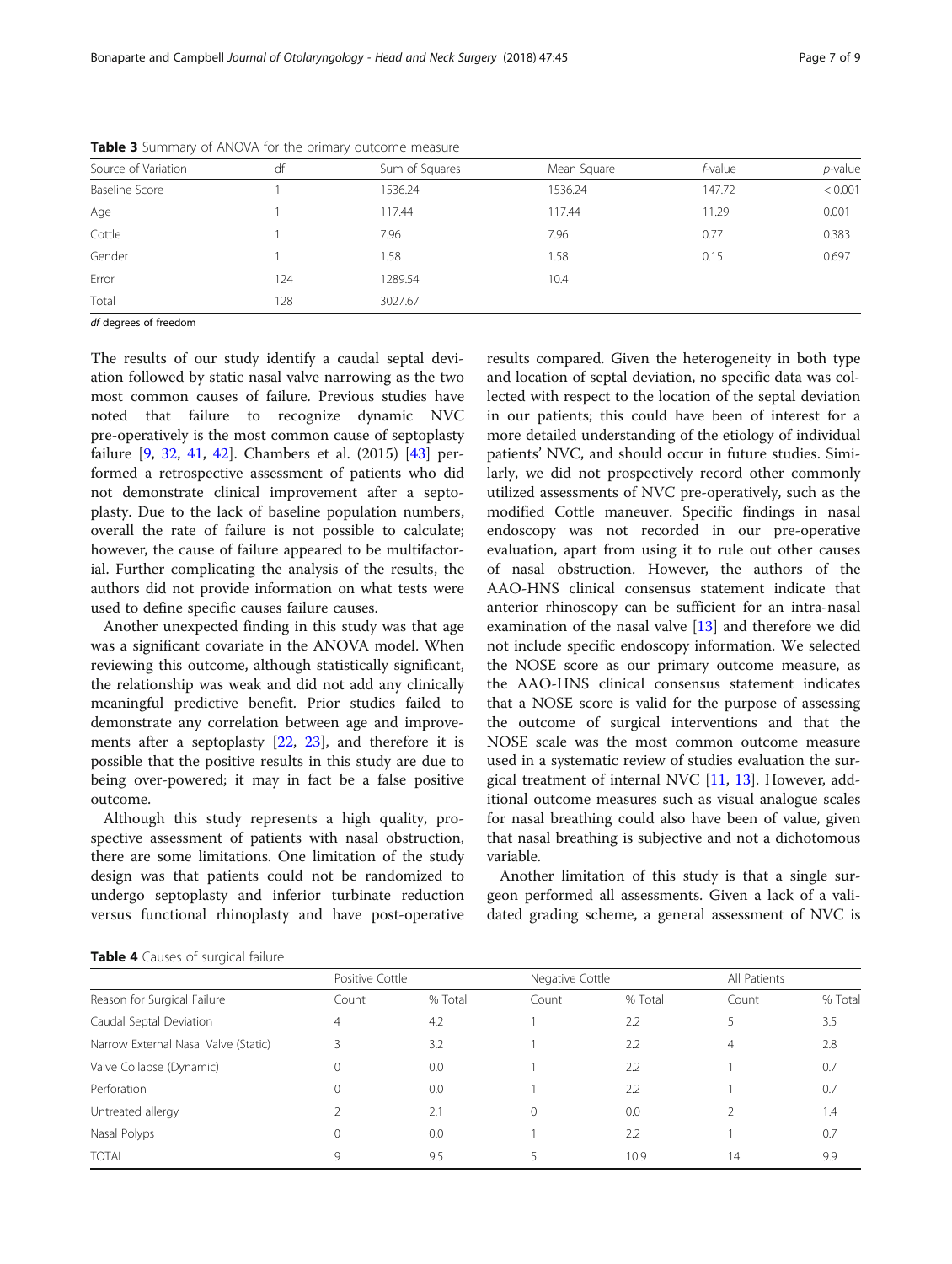**Table 3** Summary of ANOVA for the primary outcome measure

| Source of Variation | df | Sum of Squares | Mean Square | *f*-value | *p*-value |
|---|---|---|---|---|---|
| Baseline Score | 1 | 1536.24 | 1536.24 | 147.72 | < 0.001 |
| Age | 1 | 117.44 | 117.44 | 11.29 | 0.001 |
| Cottle | 1 | 7.96 | 7.96 | 0.77 | 0.383 |
| Gender | 1 | 1.58 | 1.58 | 0.15 | 0.697 |
| Error | 124 | 1289.54 | 10.4 | | |
| Total | 128 | 3027.67 | | | |

*df* degrees of freedom

The results of our study identify a caudal septal deviation followed by static nasal valve narrowing as the two most common causes of failure. Previous studies have noted that failure to recognize dynamic NVC pre-operatively is the most common cause of septoplasty failure [9, 32, 41, 42]. Chambers et al. (2015) [43] performed a retrospective assessment of patients who did not demonstrate clinical improvement after a septoplasty. Due to the lack of baseline population numbers, overall the rate of failure is not possible to calculate; however, the cause of failure appeared to be multifactorial. Further complicating the analysis of the results, the authors did not provide information on what tests were used to define specific causes failure causes.

Another unexpected finding in this study was that age was a significant covariate in the ANOVA model. When reviewing this outcome, although statistically significant, the relationship was weak and did not add any clinically meaningful predictive benefit. Prior studies failed to demonstrate any correlation between age and improvements after a septoplasty [22, 23], and therefore it is possible that the positive results in this study are due to being over-powered; it may in fact be a false positive outcome.

Although this study represents a high quality, prospective assessment of patients with nasal obstruction, there are some limitations. One limitation of the study design was that patients could not be randomized to undergo septoplasty and inferior turbinate reduction versus functional rhinoplasty and have post-operative results compared. Given the heterogeneity in both type and location of septal deviation, no specific data was collected with respect to the location of the septal deviation in our patients; this could have been of interest for a more detailed understanding of the etiology of individual patients' NVC, and should occur in future studies. Similarly, we did not prospectively record other commonly utilized assessments of NVC pre-operatively, such as the modified Cottle maneuver. Specific findings in nasal endoscopy was not recorded in our pre-operative evaluation, apart from using it to rule out other causes of nasal obstruction. However, the authors of the AAO-HNS clinical consensus statement indicate that anterior rhinoscopy can be sufficient for an intra-nasal examination of the nasal valve [13] and therefore we did not include specific endoscopy information. We selected the NOSE score as our primary outcome measure, as the AAO-HNS clinical consensus statement indicates that a NOSE score is valid for the purpose of assessing the outcome of surgical interventions and that the NOSE scale was the most common outcome measure used in a systematic review of studies evaluation the surgical treatment of internal NVC [11, 13]. However, additional outcome measures such as visual analogue scales for nasal breathing could also have been of value, given that nasal breathing is subjective and not a dichotomous variable.

Another limitation of this study is that a single surgeon performed all assessments. Given a lack of a validated grading scheme, a general assessment of NVC is

**Table 4** Causes of surgical failure

| | Positive Cottle | | Negative Cottle | | All Patients | |
|---|---|---|---|---|---|---|
| Reason for Surgical Failure | Count | % Total | Count | % Total | Count | % Total |
| Caudal Septal Deviation | 4 | 4.2 | 1 | 2.2 | 5 | 3.5 |
| Narrow External Nasal Valve (Static) | 3 | 3.2 | 1 | 2.2 | 4 | 2.8 |
| Valve Collapse (Dynamic) | 0 | 0.0 | 1 | 2.2 | 1 | 0.7 |
| Perforation | 0 | 0.0 | 1 | 2.2 | 1 | 0.7 |
| Untreated allergy | 2 | 2.1 | 0 | 0.0 | 2 | 1.4 |
| Nasal Polyps | 0 | 0.0 | 1 | 2.2 | 1 | 0.7 |
| TOTAL | 9 | 9.5 | 5 | 10.9 | 14 | 9.9 |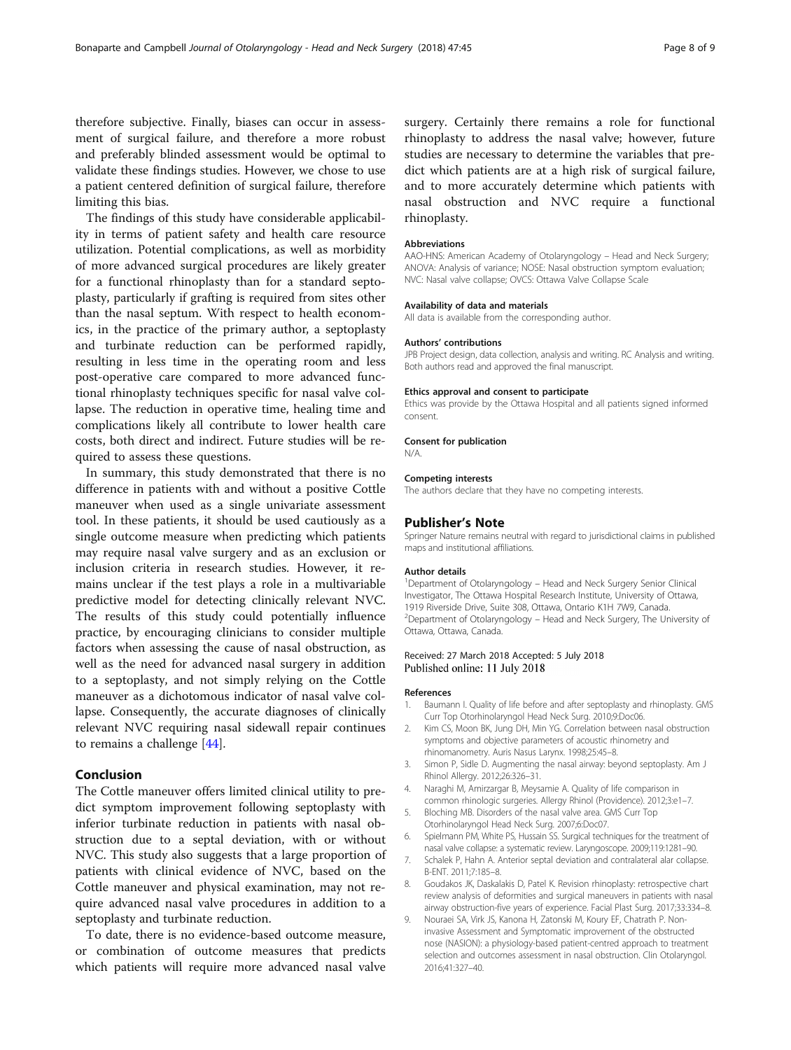therefore subjective. Finally, biases can occur in assessment of surgical failure, and therefore a more robust and preferably blinded assessment would be optimal to validate these findings studies. However, we chose to use a patient centered definition of surgical failure, therefore limiting this bias.

The findings of this study have considerable applicability in terms of patient safety and health care resource utilization. Potential complications, as well as morbidity of more advanced surgical procedures are likely greater for a functional rhinoplasty than for a standard septoplasty, particularly if grafting is required from sites other than the nasal septum. With respect to health economics, in the practice of the primary author, a septoplasty and turbinate reduction can be performed rapidly, resulting in less time in the operating room and less post-operative care compared to more advanced functional rhinoplasty techniques specific for nasal valve collapse. The reduction in operative time, healing time and complications likely all contribute to lower health care costs, both direct and indirect. Future studies will be required to assess these questions.

In summary, this study demonstrated that there is no difference in patients with and without a positive Cottle maneuver when used as a single univariate assessment tool. In these patients, it should be used cautiously as a single outcome measure when predicting which patients may require nasal valve surgery and as an exclusion or inclusion criteria in research studies. However, it remains unclear if the test plays a role in a multivariable predictive model for detecting clinically relevant NVC. The results of this study could potentially influence practice, by encouraging clinicians to consider multiple factors when assessing the cause of nasal obstruction, as well as the need for advanced nasal surgery in addition to a septoplasty, and not simply relying on the Cottle maneuver as a dichotomous indicator of nasal valve collapse. Consequently, the accurate diagnoses of clinically relevant NVC requiring nasal sidewall repair continues to remains a challenge [44].

## Conclusion

The Cottle maneuver offers limited clinical utility to predict symptom improvement following septoplasty with inferior turbinate reduction in patients with nasal obstruction due to a septal deviation, with or without NVC. This study also suggests that a large proportion of patients with clinical evidence of NVC, based on the Cottle maneuver and physical examination, may not require advanced nasal valve procedures in addition to a septoplasty and turbinate reduction.

To date, there is no evidence-based outcome measure, or combination of outcome measures that predicts which patients will require more advanced nasal valve surgery. Certainly there remains a role for functional rhinoplasty to address the nasal valve; however, future studies are necessary to determine the variables that predict which patients are at a high risk of surgical failure, and to more accurately determine which patients with nasal obstruction and NVC require a functional rhinoplasty.

#### Abbreviations

AAO-HNS: American Academy of Otolaryngology – Head and Neck Surgery; ANOVA: Analysis of variance; NOSE: Nasal obstruction symptom evaluation; NVC: Nasal valve collapse; OVCS: Ottawa Valve Collapse Scale

#### Availability of data and materials

All data is available from the corresponding author.

#### Authors' contributions

JPB Project design, data collection, analysis and writing. RC Analysis and writing. Both authors read and approved the final manuscript.

#### Ethics approval and consent to participate

Ethics was provide by the Ottawa Hospital and all patients signed informed consent.

#### Consent for publication

N/A.

#### Competing interests

The authors declare that they have no competing interests.

## Publisher's Note

Springer Nature remains neutral with regard to jurisdictional claims in published maps and institutional affiliations.

#### Author details

[1]Department of Otolaryngology – Head and Neck Surgery Senior Clinical Investigator, The Ottawa Hospital Research Institute, University of Ottawa, 1919 Riverside Drive, Suite 308, Ottawa, Ontario K1H 7W9, Canada. [2]Department of Otolaryngology – Head and Neck Surgery, The University of Ottawa, Ottawa, Canada.

Received: 27 March 2018 Accepted: 5 July 2018
Published online: 11 July 2018

#### References

1. Baumann I. Quality of life before and after septoplasty and rhinoplasty. GMS Curr Top Otorhinolaryngol Head Neck Surg. 2010;9:Doc06.
2. Kim CS, Moon BK, Jung DH, Min YG. Correlation between nasal obstruction symptoms and objective parameters of acoustic rhinometry and rhinomanometry. Auris Nasus Larynx. 1998;25:45–8.
3. Simon P, Sidle D. Augmenting the nasal airway: beyond septoplasty. Am J Rhinol Allergy. 2012;26:326–31.
4. Naraghi M, Amirzargar B, Meysamie A. Quality of life comparison in common rhinologic surgeries. Allergy Rhinol (Providence). 2012;3:e1–7.
5. Bloching MB. Disorders of the nasal valve area. GMS Curr Top Otorhinolaryngol Head Neck Surg. 2007;6:Doc07.
6. Spielmann PM, White PS, Hussain SS. Surgical techniques for the treatment of nasal valve collapse: a systematic review. Laryngoscope. 2009;119:1281–90.
7. Schalek P, Hahn A. Anterior septal deviation and contralateral alar collapse. B-ENT. 2011;7:185–8.
8. Goudakos JK, Daskalakis D, Patel K. Revision rhinoplasty: retrospective chart review analysis of deformities and surgical maneuvers in patients with nasal airway obstruction-five years of experience. Facial Plast Surg. 2017;33:334–8.
9. Nouraei SA, Virk JS, Kanona H, Zatonski M, Koury EF, Chatrath P. Non-invasive Assessment and Symptomatic improvement of the obstructed nose (NASION): a physiology-based patient-centred approach to treatment selection and outcomes assessment in nasal obstruction. Clin Otolaryngol. 2016;41:327–40.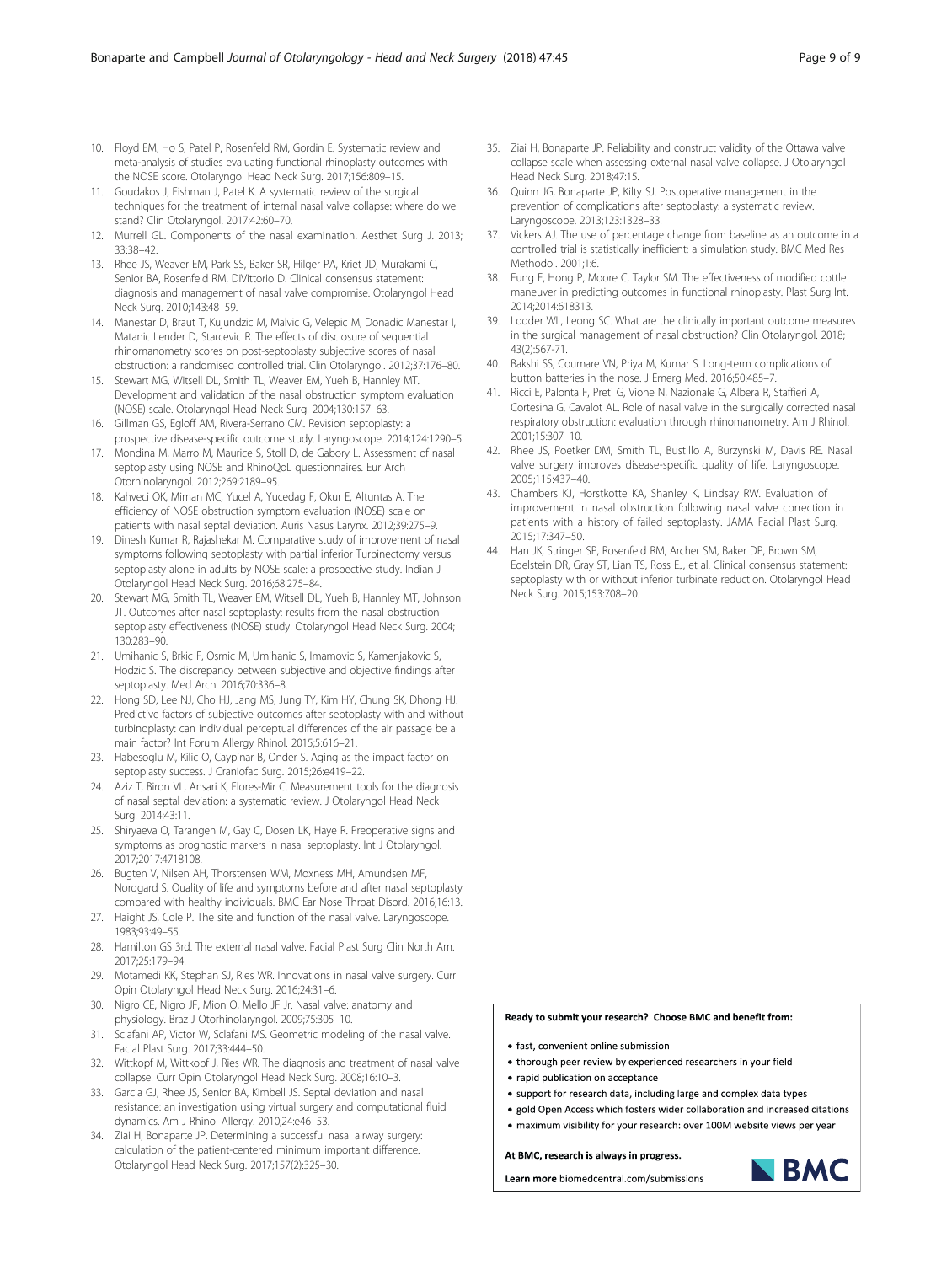10. Floyd EM, Ho S, Patel P, Rosenfeld RM, Gordin E. Systematic review and meta-analysis of studies evaluating functional rhinoplasty outcomes with the NOSE score. Otolaryngol Head Neck Surg. 2017;156:809–15.
11. Goudakos J, Fishman J, Patel K. A systematic review of the surgical techniques for the treatment of internal nasal valve collapse: where do we stand? Clin Otolaryngol. 2017;42:60–70.
12. Murrell GL. Components of the nasal examination. Aesthet Surg J. 2013; 33:38–42.
13. Rhee JS, Weaver EM, Park SS, Baker SR, Hilger PA, Kriet JD, Murakami C, Senior BA, Rosenfeld RM, DiVittorio D. Clinical consensus statement: diagnosis and management of nasal valve compromise. Otolaryngol Head Neck Surg. 2010;143:48–59.
14. Manestar D, Braut T, Kujundzic M, Malvic G, Velepic M, Donadic Manestar I, Matanic Lender D, Starcevic R. The effects of disclosure of sequential rhinomanometry scores on post-septoplasty subjective scores of nasal obstruction: a randomised controlled trial. Clin Otolaryngol. 2012;37:176–80.
15. Stewart MG, Witsell DL, Smith TL, Weaver EM, Yueh B, Hannley MT. Development and validation of the nasal obstruction symptom evaluation (NOSE) scale. Otolaryngol Head Neck Surg. 2004;130:157–63.
16. Gillman GS, Egloff AM, Rivera-Serrano CM. Revision septoplasty: a prospective disease-specific outcome study. Laryngoscope. 2014;124:1290–5.
17. Mondina M, Marro M, Maurice S, Stoll D, de Gabory L. Assessment of nasal septoplasty using NOSE and RhinoQoL questionnaires. Eur Arch Otorhinolaryngol. 2012;269:2189–95.
18. Kahveci OK, Miman MC, Yucel A, Yucedag F, Okur E, Altuntas A. The efficiency of NOSE obstruction symptom evaluation (NOSE) scale on patients with nasal septal deviation. Auris Nasus Larynx. 2012;39:275–9.
19. Dinesh Kumar R, Rajashekar M. Comparative study of improvement of nasal symptoms following septoplasty with partial inferior Turbinectomy versus septoplasty alone in adults by NOSE scale: a prospective study. Indian J Otolaryngol Head Neck Surg. 2016;68:275–84.
20. Stewart MG, Smith TL, Weaver EM, Witsell DL, Yueh B, Hannley MT, Johnson JT. Outcomes after nasal septoplasty: results from the nasal obstruction septoplasty effectiveness (NOSE) study. Otolaryngol Head Neck Surg. 2004; 130:283–90.
21. Umihanic S, Brkic F, Osmic M, Umihanic S, Imamovic S, Kamenjakovic S, Hodzic S. The discrepancy between subjective and objective findings after septoplasty. Med Arch. 2016;70:336–8.
22. Hong SD, Lee NJ, Cho HJ, Jang MS, Jung TY, Kim HY, Chung SK, Dhong HJ. Predictive factors of subjective outcomes after septoplasty with and without turbinoplasty: can individual perceptual differences of the air passage be a main factor? Int Forum Allergy Rhinol. 2015;5:616–21.
23. Habesoglu M, Kilic O, Caypinar B, Onder S. Aging as the impact factor on septoplasty success. J Craniofac Surg. 2015;26:e419–22.
24. Aziz T, Biron VL, Ansari K, Flores-Mir C. Measurement tools for the diagnosis of nasal septal deviation: a systematic review. J Otolaryngol Head Neck Surg. 2014;43:11.
25. Shiryaeva O, Tarangen M, Gay C, Dosen LK, Haye R. Preoperative signs and symptoms as prognostic markers in nasal septoplasty. Int J Otolaryngol. 2017;2017:4718108.
26. Bugten V, Nilsen AH, Thorstensen WM, Moxness MH, Amundsen MF, Nordgard S. Quality of life and symptoms before and after nasal septoplasty compared with healthy individuals. BMC Ear Nose Throat Disord. 2016;16:13.
27. Haight JS, Cole P. The site and function of the nasal valve. Laryngoscope. 1983;93:49–55.
28. Hamilton GS 3rd. The external nasal valve. Facial Plast Surg Clin North Am. 2017;25:179–94.
29. Motamedi KK, Stephan SJ, Ries WR. Innovations in nasal valve surgery. Curr Opin Otolaryngol Head Neck Surg. 2016;24:31–6.
30. Nigro CE, Nigro JF, Mion O, Mello JF Jr. Nasal valve: anatomy and physiology. Braz J Otorhinolaryngol. 2009;75:305–10.
31. Sclafani AP, Victor W, Sclafani MS. Geometric modeling of the nasal valve. Facial Plast Surg. 2017;33:444–50.
32. Wittkopf M, Wittkopf J, Ries WR. The diagnosis and treatment of nasal valve collapse. Curr Opin Otolaryngol Head Neck Surg. 2008;16:10–3.
33. Garcia GJ, Rhee JS, Senior BA, Kimbell JS. Septal deviation and nasal resistance: an investigation using virtual surgery and computational fluid dynamics. Am J Rhinol Allergy. 2010;24:e46–53.
34. Ziai H, Bonaparte JP. Determining a successful nasal airway surgery: calculation of the patient-centered minimum important difference. Otolaryngol Head Neck Surg. 2017;157(2):325–30.
35. Ziai H, Bonaparte JP. Reliability and construct validity of the Ottawa valve collapse scale when assessing external nasal valve collapse. J Otolaryngol Head Neck Surg. 2018;47:15.
36. Quinn JG, Bonaparte JP, Kilty SJ. Postoperative management in the prevention of complications after septoplasty: a systematic review. Laryngoscope. 2013;123:1328–33.
37. Vickers AJ. The use of percentage change from baseline as an outcome in a controlled trial is statistically inefficient: a simulation study. BMC Med Res Methodol. 2001;1:6.
38. Fung E, Hong P, Moore C, Taylor SM. The effectiveness of modified cottle maneuver in predicting outcomes in functional rhinoplasty. Plast Surg Int. 2014;2014:618313.
39. Lodder WL, Leong SC. What are the clinically important outcome measures in the surgical management of nasal obstruction? Clin Otolaryngol. 2018; 43(2):567-71.
40. Bakshi SS, Coumare VN, Priya M, Kumar S. Long-term complications of button batteries in the nose. J Emerg Med. 2016;50:485–7.
41. Ricci E, Palonta F, Preti G, Vione N, Nazionale G, Albera R, Staffieri A, Cortesina G, Cavalot AL. Role of nasal valve in the surgically corrected nasal respiratory obstruction: evaluation through rhinomanometry. Am J Rhinol. 2001;15:307–10.
42. Rhee JS, Poetker DM, Smith TL, Bustillo A, Burzynski M, Davis RE. Nasal valve surgery improves disease-specific quality of life. Laryngoscope. 2005;115:437–40.
43. Chambers KJ, Horstkotte KA, Shanley K, Lindsay RW. Evaluation of improvement in nasal obstruction following nasal valve correction in patients with a history of failed septoplasty. JAMA Facial Plast Surg. 2015;17:347–50.
44. Han JK, Stringer SP, Rosenfeld RM, Archer SM, Baker DP, Brown SM, Edelstein DR, Gray ST, Lian TS, Ross EJ, et al. Clinical consensus statement: septoplasty with or without inferior turbinate reduction. Otolaryngol Head Neck Surg. 2015;153:708–20.

**Ready to submit your research? Choose BMC and benefit from:**

- fast, convenient online submission
- thorough peer review by experienced researchers in your field
- rapid publication on acceptance
- support for research data, including large and complex data types
- gold Open Access which fosters wider collaboration and increased citations
- maximum visibility for your research: over 100M website views per year

**At BMC, research is always in progress.**

**Learn more** biomedcentral.com/submissions

BMC